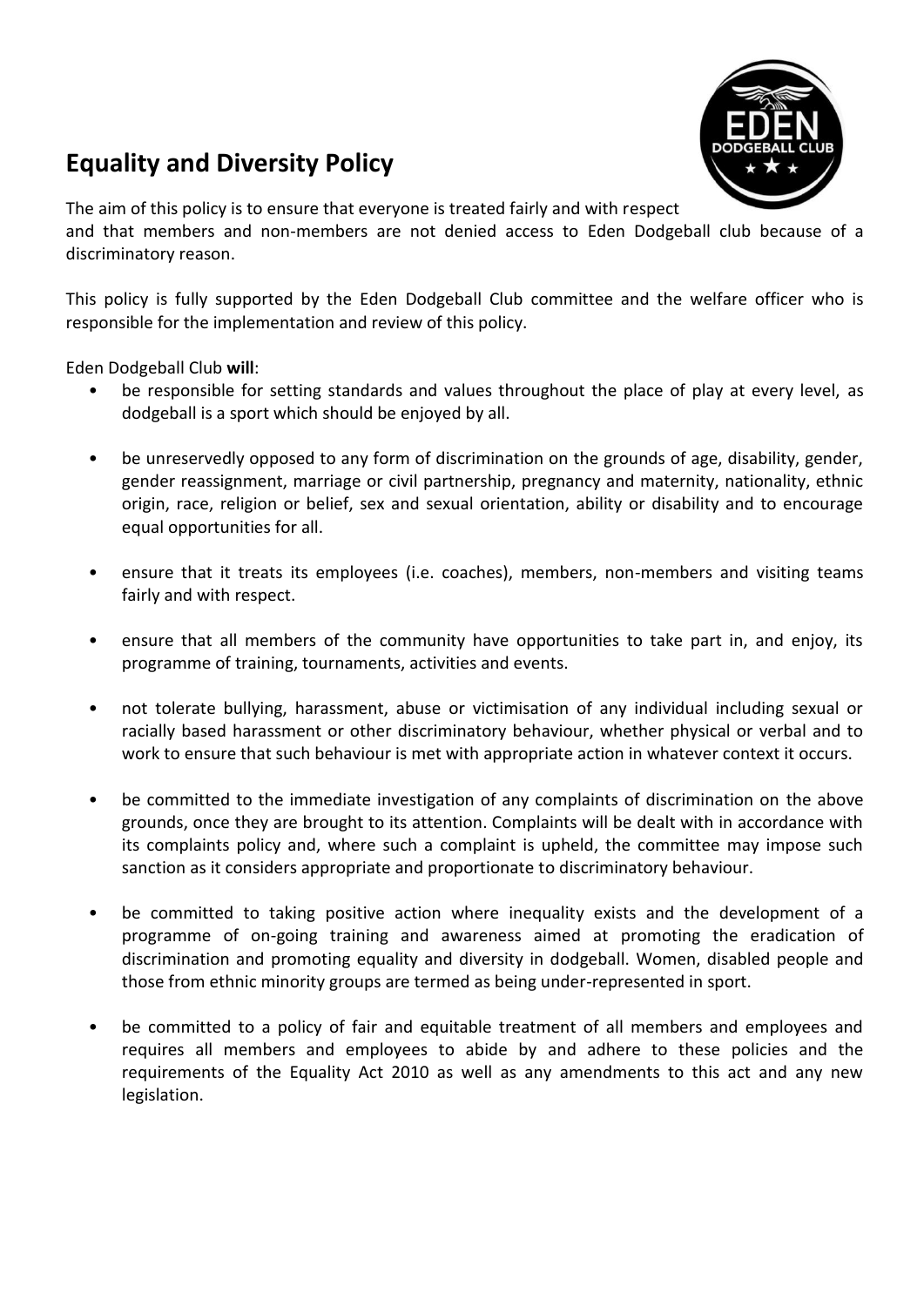# Equality and Diversity Policy

The aim of this policy is to ensure that everyone is treated fairly and with respect and that members and non-members are not denied access to Eden Dodgeball club because of a discriminatory reason.

This policy is fully supported by the Eden Dodgeball Club committee and the welfare officer who is responsible for the implementation and review of this policy.

Eden Dodgeball Club **will**:

- be responsible for setting standards and values throughout the place of play at every level, as dodgeball is a sport which should be enjoyed by all.
- be unreservedly opposed to any form of discrimination on the grounds of age, disability, gender, gender reassignment, marriage or civil partnership, pregnancy and maternity, nationality, ethnic origin, race, religion or belief, sex and sexual orientation, ability or disability and to encourage equal opportunities for all.
- ensure that it treats its employees (i.e. coaches), members, non-members and visiting teams fairly and with respect.
- ensure that all members of the community have opportunities to take part in, and enjoy, its programme of training, tournaments, activities and events.
- not tolerate bullying, harassment, abuse or victimisation of any individual including sexual or racially based harassment or other discriminatory behaviour, whether physical or verbal and to work to ensure that such behaviour is met with appropriate action in whatever context it occurs.
- be committed to the immediate investigation of any complaints of discrimination on the above grounds, once they are brought to its attention. Complaints will be dealt with in accordance with its complaints policy and, where such a complaint is upheld, the committee may impose such sanction as it considers appropriate and proportionate to discriminatory behaviour.
- be committed to taking positive action where inequality exists and the development of a programme of on-going training and awareness aimed at promoting the eradication of discrimination and promoting equality and diversity in dodgeball. Women, disabled people and those from ethnic minority groups are termed as being under-represented in sport.
- be committed to a policy of fair and equitable treatment of all members and employees and requires all members and employees to abide by and adhere to these policies and the requirements of the Equality Act 2010 as well as any amendments to this act and any new legislation.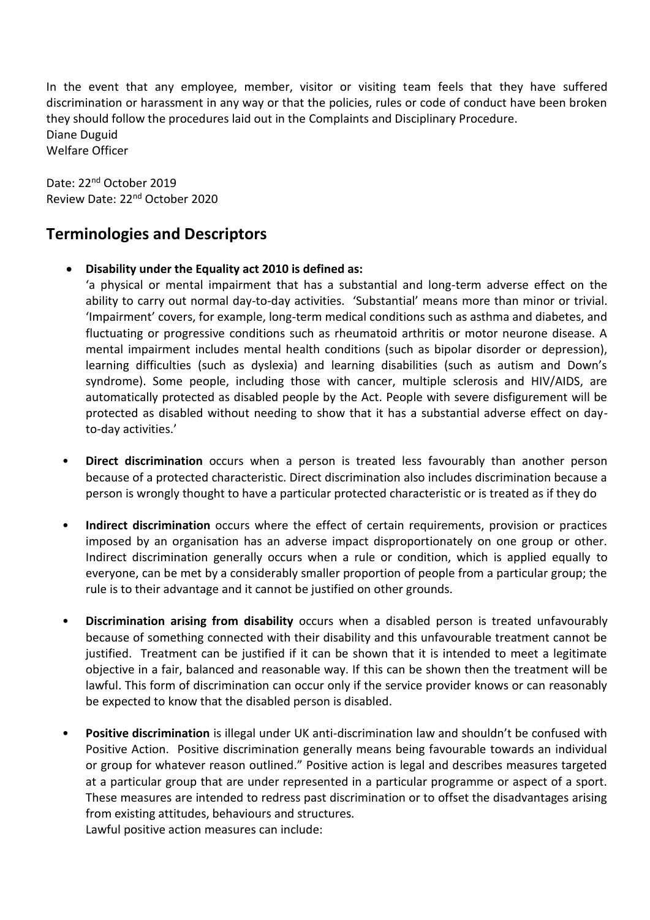In the event that any employee, member, visitor or visiting team feels that they have suffered discrimination or harassment in any way or that the policies, rules or code of conduct have been broken they should follow the procedures laid out in the Complaints and Disciplinary Procedure.
Diane Duguid
Welfare Officer

Date: 22nd October 2019
Review Date: 22nd October 2020

## Terminologies and Descriptors

- **Disability under the Equality act 2010 is defined as:**
  'a physical or mental impairment that has a substantial and long-term adverse effect on the ability to carry out normal day-to-day activities. 'Substantial' means more than minor or trivial. 'Impairment' covers, for example, long-term medical conditions such as asthma and diabetes, and fluctuating or progressive conditions such as rheumatoid arthritis or motor neurone disease. A mental impairment includes mental health conditions (such as bipolar disorder or depression), learning difficulties (such as dyslexia) and learning disabilities (such as autism and Down's syndrome). Some people, including those with cancer, multiple sclerosis and HIV/AIDS, are automatically protected as disabled people by the Act. People with severe disfigurement will be protected as disabled without needing to show that it has a substantial adverse effect on day-to-day activities.'

- **Direct discrimination** occurs when a person is treated less favourably than another person because of a protected characteristic. Direct discrimination also includes discrimination because a person is wrongly thought to have a particular protected characteristic or is treated as if they do

- **Indirect discrimination** occurs where the effect of certain requirements, provision or practices imposed by an organisation has an adverse impact disproportionately on one group or other. Indirect discrimination generally occurs when a rule or condition, which is applied equally to everyone, can be met by a considerably smaller proportion of people from a particular group; the rule is to their advantage and it cannot be justified on other grounds.

- **Discrimination arising from disability** occurs when a disabled person is treated unfavourably because of something connected with their disability and this unfavourable treatment cannot be justified. Treatment can be justified if it can be shown that it is intended to meet a legitimate objective in a fair, balanced and reasonable way. If this can be shown then the treatment will be lawful. This form of discrimination can occur only if the service provider knows or can reasonably be expected to know that the disabled person is disabled.

- **Positive discrimination** is illegal under UK anti-discrimination law and shouldn't be confused with Positive Action. Positive discrimination generally means being favourable towards an individual or group for whatever reason outlined." Positive action is legal and describes measures targeted at a particular group that are under represented in a particular programme or aspect of a sport. These measures are intended to redress past discrimination or to offset the disadvantages arising from existing attitudes, behaviours and structures.
  Lawful positive action measures can include: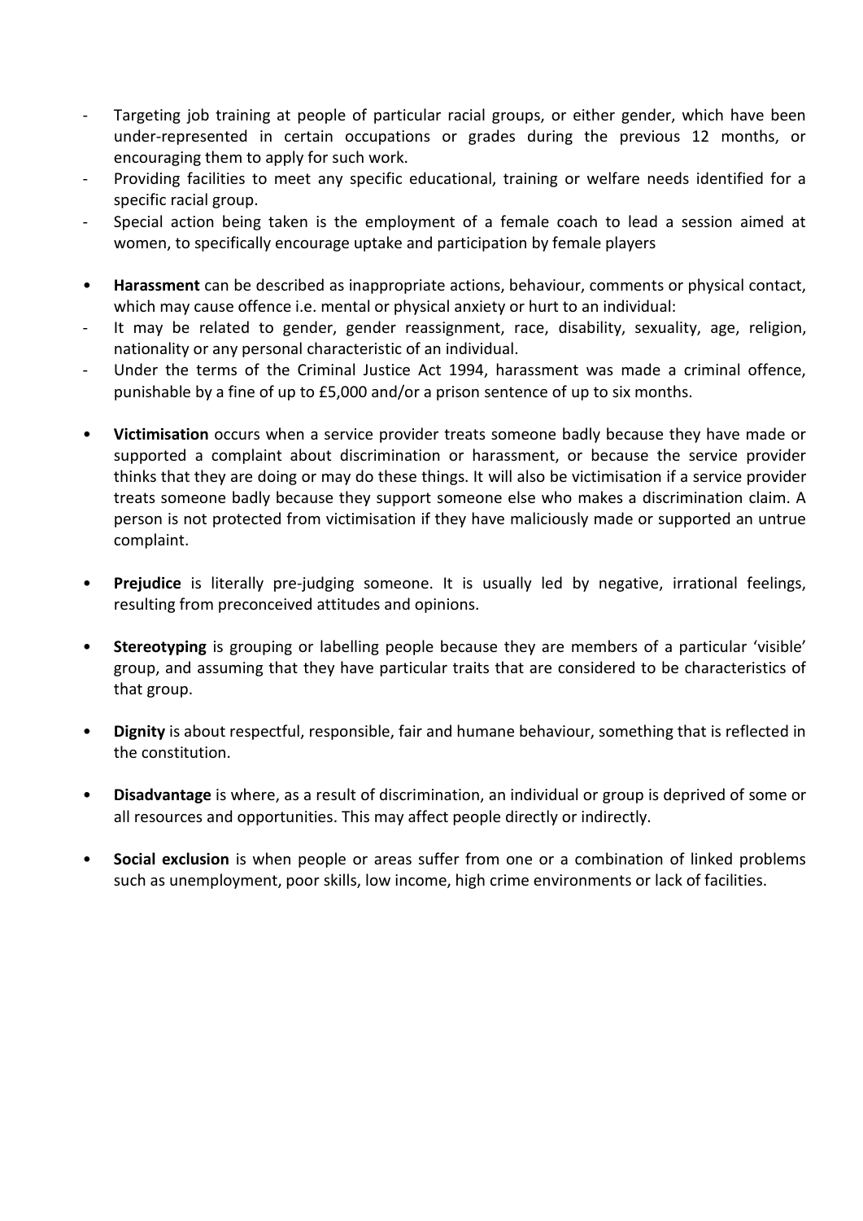- Targeting job training at people of particular racial groups, or either gender, which have been under-represented in certain occupations or grades during the previous 12 months, or encouraging them to apply for such work.
- Providing facilities to meet any specific educational, training or welfare needs identified for a specific racial group.
- Special action being taken is the employment of a female coach to lead a session aimed at women, to specifically encourage uptake and participation by female players

- **Harassment** can be described as inappropriate actions, behaviour, comments or physical contact, which may cause offence i.e. mental or physical anxiety or hurt to an individual:
    - It may be related to gender, gender reassignment, race, disability, sexuality, age, religion, nationality or any personal characteristic of an individual.
    - Under the terms of the Criminal Justice Act 1994, harassment was made a criminal offence, punishable by a fine of up to £5,000 and/or a prison sentence of up to six months.

- **Victimisation** occurs when a service provider treats someone badly because they have made or supported a complaint about discrimination or harassment, or because the service provider thinks that they are doing or may do these things. It will also be victimisation if a service provider treats someone badly because they support someone else who makes a discrimination claim. A person is not protected from victimisation if they have maliciously made or supported an untrue complaint.

- **Prejudice** is literally pre-judging someone. It is usually led by negative, irrational feelings, resulting from preconceived attitudes and opinions.

- **Stereotyping** is grouping or labelling people because they are members of a particular 'visible' group, and assuming that they have particular traits that are considered to be characteristics of that group.

- **Dignity** is about respectful, responsible, fair and humane behaviour, something that is reflected in the constitution.

- **Disadvantage** is where, as a result of discrimination, an individual or group is deprived of some or all resources and opportunities. This may affect people directly or indirectly.

- **Social exclusion** is when people or areas suffer from one or a combination of linked problems such as unemployment, poor skills, low income, high crime environments or lack of facilities.